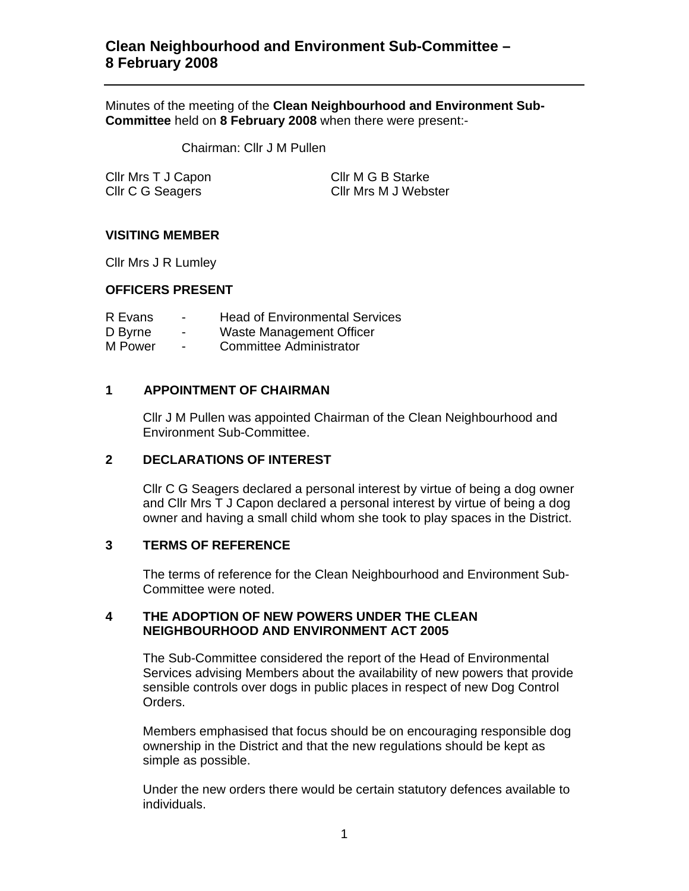# Clean Neighbourhood and Environment Sub-Committee – 8 February 2008

Minutes of the meeting of the **Clean Neighbourhood and Environment Sub-Committee** held on **8 February 2008** when there were present:-

Chairman: Cllr J M Pullen

| | |
|---|---|
| Cllr Mrs T J Capon | Cllr M G B Starke |
| Cllr C G Seagers | Cllr Mrs M J Webster |

**VISITING MEMBER**

Cllr Mrs J R Lumley

**OFFICERS PRESENT**

| | | |
|---|---|---|
| R Evans | - | Head of Environmental Services |
| D Byrne | - | Waste Management Officer |
| M Power | - | Committee Administrator |

## 1 APPOINTMENT OF CHAIRMAN

Cllr J M Pullen was appointed Chairman of the Clean Neighbourhood and Environment Sub-Committee.

## 2 DECLARATIONS OF INTEREST

Cllr C G Seagers declared a personal interest by virtue of being a dog owner and Cllr Mrs T J Capon declared a personal interest by virtue of being a dog owner and having a small child whom she took to play spaces in the District.

## 3 TERMS OF REFERENCE

The terms of reference for the Clean Neighbourhood and Environment Sub-Committee were noted.

## 4 THE ADOPTION OF NEW POWERS UNDER THE CLEAN NEIGHBOURHOOD AND ENVIRONMENT ACT 2005

The Sub-Committee considered the report of the Head of Environmental Services advising Members about the availability of new powers that provide sensible controls over dogs in public places in respect of new Dog Control Orders.

Members emphasised that focus should be on encouraging responsible dog ownership in the District and that the new regulations should be kept as simple as possible.

Under the new orders there would be certain statutory defences available to individuals.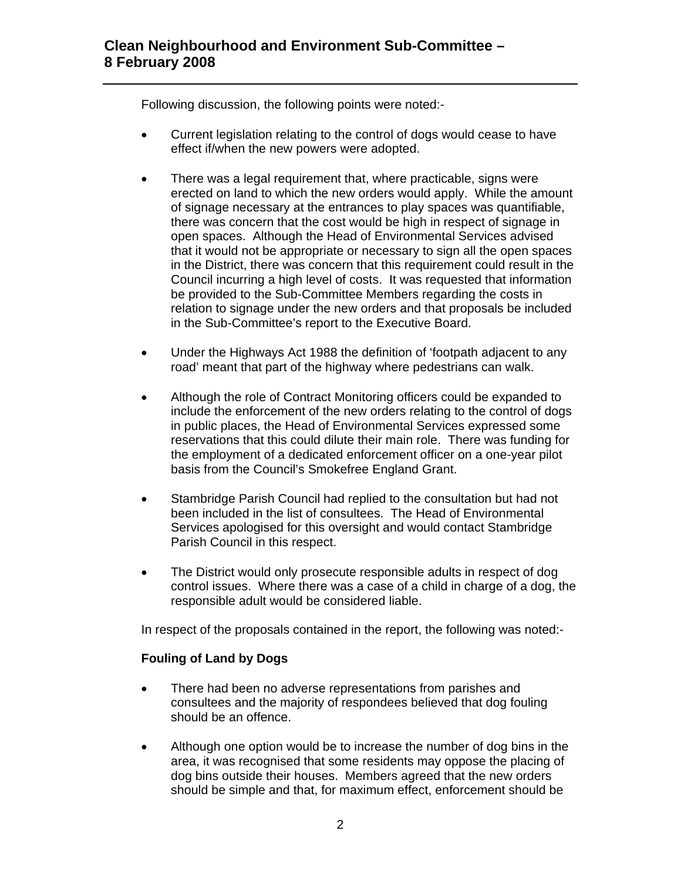Following discussion, the following points were noted:-

- Current legislation relating to the control of dogs would cease to have effect if/when the new powers were adopted.

- There was a legal requirement that, where practicable, signs were erected on land to which the new orders would apply. While the amount of signage necessary at the entrances to play spaces was quantifiable, there was concern that the cost would be high in respect of signage in open spaces. Although the Head of Environmental Services advised that it would not be appropriate or necessary to sign all the open spaces in the District, there was concern that this requirement could result in the Council incurring a high level of costs. It was requested that information be provided to the Sub-Committee Members regarding the costs in relation to signage under the new orders and that proposals be included in the Sub-Committee's report to the Executive Board.

- Under the Highways Act 1988 the definition of 'footpath adjacent to any road' meant that part of the highway where pedestrians can walk.

- Although the role of Contract Monitoring officers could be expanded to include the enforcement of the new orders relating to the control of dogs in public places, the Head of Environmental Services expressed some reservations that this could dilute their main role. There was funding for the employment of a dedicated enforcement officer on a one-year pilot basis from the Council's Smokefree England Grant.

- Stambridge Parish Council had replied to the consultation but had not been included in the list of consultees. The Head of Environmental Services apologised for this oversight and would contact Stambridge Parish Council in this respect.

- The District would only prosecute responsible adults in respect of dog control issues. Where there was a case of a child in charge of a dog, the responsible adult would be considered liable.

In respect of the proposals contained in the report, the following was noted:-

**Fouling of Land by Dogs**

- There had been no adverse representations from parishes and consultees and the majority of respondees believed that dog fouling should be an offence.

- Although one option would be to increase the number of dog bins in the area, it was recognised that some residents may oppose the placing of dog bins outside their houses. Members agreed that the new orders should be simple and that, for maximum effect, enforcement should be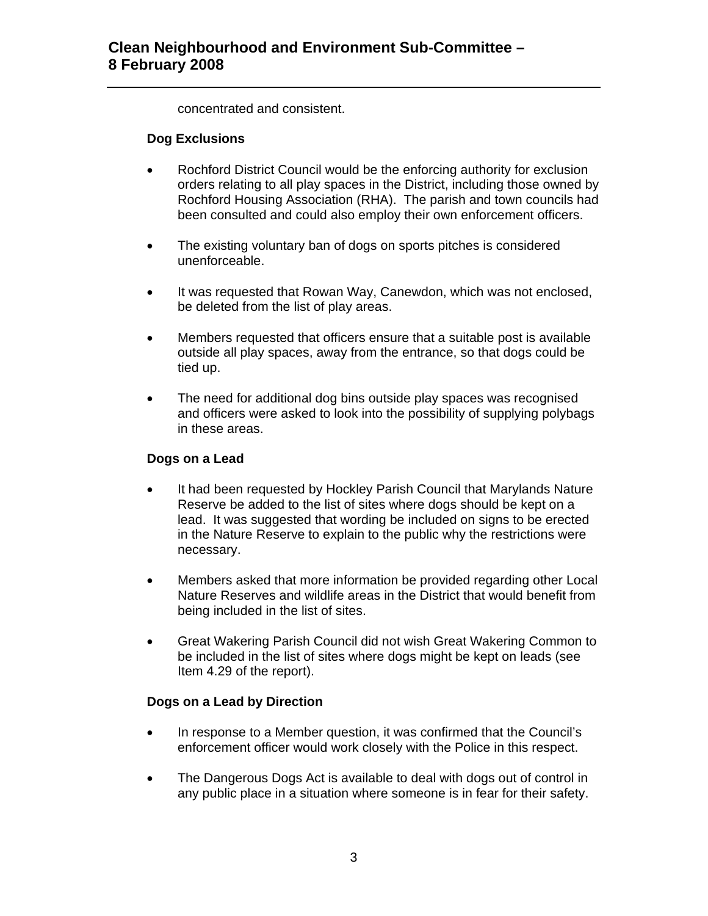concentrated and consistent.

**Dog Exclusions**

- Rochford District Council would be the enforcing authority for exclusion orders relating to all play spaces in the District, including those owned by Rochford Housing Association (RHA). The parish and town councils had been consulted and could also employ their own enforcement officers.

- The existing voluntary ban of dogs on sports pitches is considered unenforceable.

- It was requested that Rowan Way, Canewdon, which was not enclosed, be deleted from the list of play areas.

- Members requested that officers ensure that a suitable post is available outside all play spaces, away from the entrance, so that dogs could be tied up.

- The need for additional dog bins outside play spaces was recognised and officers were asked to look into the possibility of supplying polybags in these areas.

**Dogs on a Lead**

- It had been requested by Hockley Parish Council that Marylands Nature Reserve be added to the list of sites where dogs should be kept on a lead. It was suggested that wording be included on signs to be erected in the Nature Reserve to explain to the public why the restrictions were necessary.

- Members asked that more information be provided regarding other Local Nature Reserves and wildlife areas in the District that would benefit from being included in the list of sites.

- Great Wakering Parish Council did not wish Great Wakering Common to be included in the list of sites where dogs might be kept on leads (see Item 4.29 of the report).

**Dogs on a Lead by Direction**

- In response to a Member question, it was confirmed that the Council's enforcement officer would work closely with the Police in this respect.

- The Dangerous Dogs Act is available to deal with dogs out of control in any public place in a situation where someone is in fear for their safety.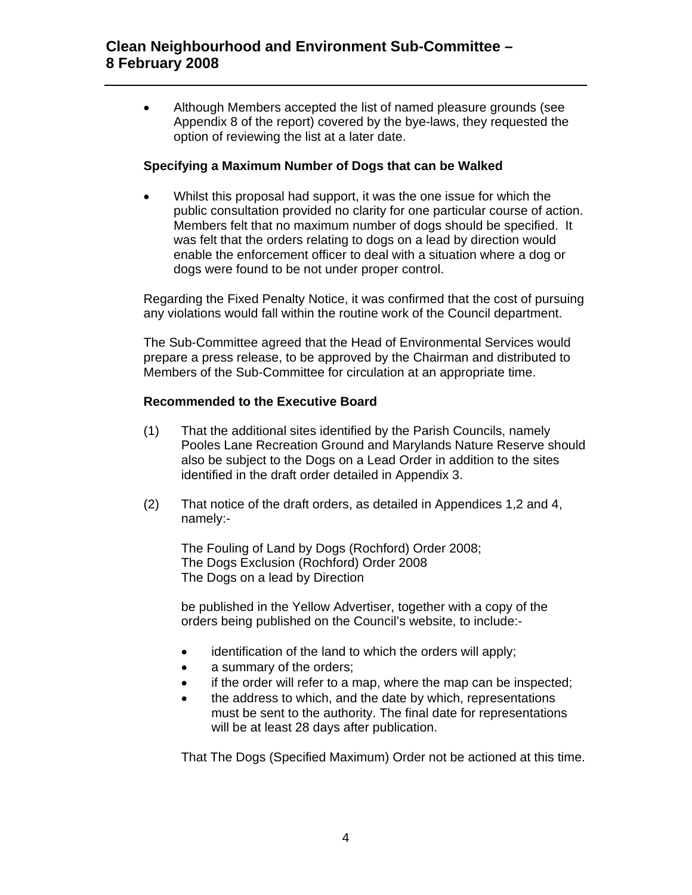- Although Members accepted the list of named pleasure grounds (see Appendix 8 of the report) covered by the bye-laws, they requested the option of reviewing the list at a later date.

**Specifying a Maximum Number of Dogs that can be Walked**

- Whilst this proposal had support, it was the one issue for which the public consultation provided no clarity for one particular course of action. Members felt that no maximum number of dogs should be specified. It was felt that the orders relating to dogs on a lead by direction would enable the enforcement officer to deal with a situation where a dog or dogs were found to be not under proper control.

Regarding the Fixed Penalty Notice, it was confirmed that the cost of pursuing any violations would fall within the routine work of the Council department.

The Sub-Committee agreed that the Head of Environmental Services would prepare a press release, to be approved by the Chairman and distributed to Members of the Sub-Committee for circulation at an appropriate time.

**Recommended to the Executive Board**

(1) That the additional sites identified by the Parish Councils, namely Pooles Lane Recreation Ground and Marylands Nature Reserve should also be subject to the Dogs on a Lead Order in addition to the sites identified in the draft order detailed in Appendix 3.

(2) That notice of the draft orders, as detailed in Appendices 1,2 and 4, namely:-

The Fouling of Land by Dogs (Rochford) Order 2008;
The Dogs Exclusion (Rochford) Order 2008
The Dogs on a lead by Direction

be published in the Yellow Advertiser, together with a copy of the orders being published on the Council's website, to include:-

- identification of the land to which the orders will apply;
- a summary of the orders;
- if the order will refer to a map, where the map can be inspected;
- the address to which, and the date by which, representations must be sent to the authority. The final date for representations will be at least 28 days after publication.

That The Dogs (Specified Maximum) Order not be actioned at this time.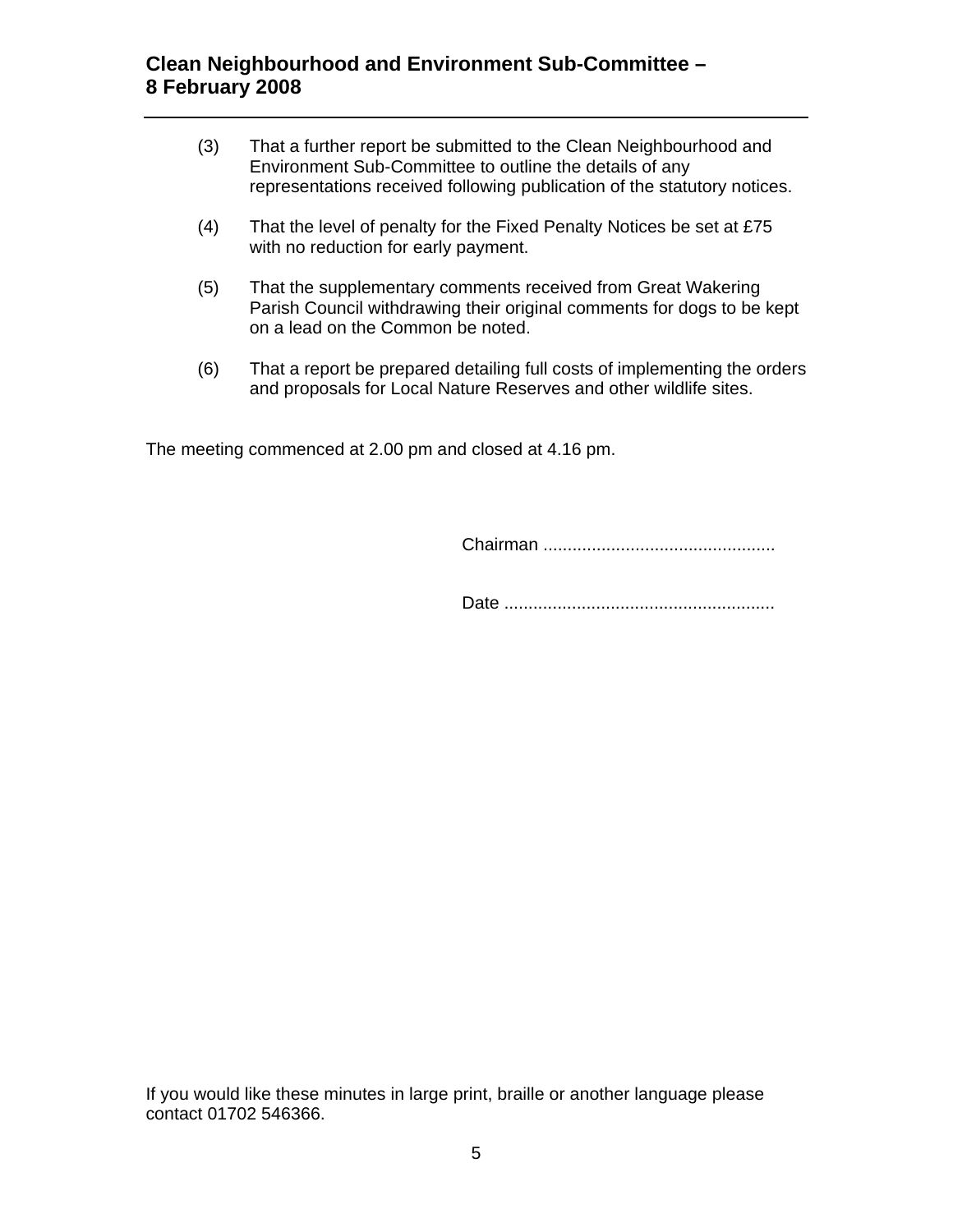(3) That a further report be submitted to the Clean Neighbourhood and Environment Sub-Committee to outline the details of any representations received following publication of the statutory notices.

(4) That the level of penalty for the Fixed Penalty Notices be set at £75 with no reduction for early payment.

(5) That the supplementary comments received from Great Wakering Parish Council withdrawing their original comments for dogs to be kept on a lead on the Common be noted.

(6) That a report be prepared detailing full costs of implementing the orders and proposals for Local Nature Reserves and other wildlife sites.

The meeting commenced at 2.00 pm and closed at 4.16 pm.

Chairman ...............................................

Date .......................................................

If you would like these minutes in large print, braille or another language please contact 01702 546366.